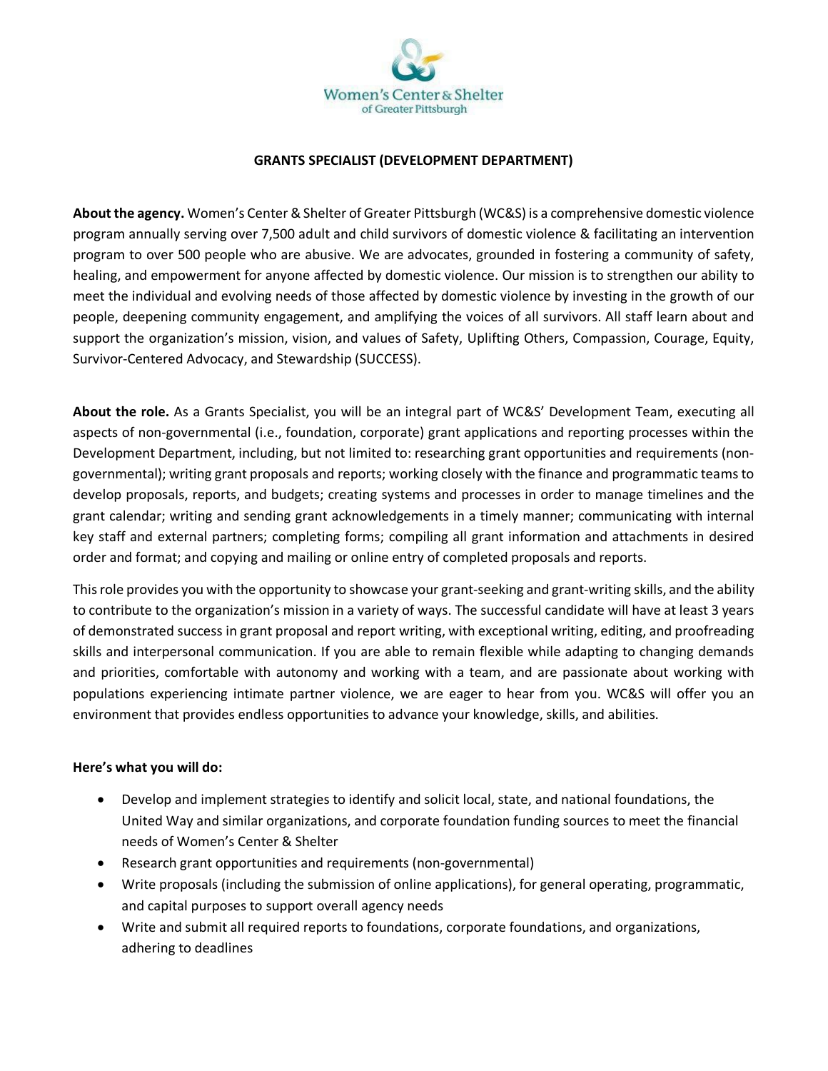# GRANTS SPECIALIST (DEVELOPMENT DEPARTMENT)

**About the agency.** Women's Center & Shelter of Greater Pittsburgh (WC&S) is a comprehensive domestic violence program annually serving over 7,500 adult and child survivors of domestic violence & facilitating an intervention program to over 500 people who are abusive. We are advocates, grounded in fostering a community of safety, healing, and empowerment for anyone affected by domestic violence. Our mission is to strengthen our ability to meet the individual and evolving needs of those affected by domestic violence by investing in the growth of our people, deepening community engagement, and amplifying the voices of all survivors. All staff learn about and support the organization's mission, vision, and values of Safety, Uplifting Others, Compassion, Courage, Equity, Survivor-Centered Advocacy, and Stewardship (SUCCESS).

**About the role.** As a Grants Specialist, you will be an integral part of WC&S' Development Team, executing all aspects of non-governmental (i.e., foundation, corporate) grant applications and reporting processes within the Development Department, including, but not limited to: researching grant opportunities and requirements (non-governmental); writing grant proposals and reports; working closely with the finance and programmatic teams to develop proposals, reports, and budgets; creating systems and processes in order to manage timelines and the grant calendar; writing and sending grant acknowledgements in a timely manner; communicating with internal key staff and external partners; completing forms; compiling all grant information and attachments in desired order and format; and copying and mailing or online entry of completed proposals and reports.

This role provides you with the opportunity to showcase your grant-seeking and grant-writing skills, and the ability to contribute to the organization's mission in a variety of ways. The successful candidate will have at least 3 years of demonstrated success in grant proposal and report writing, with exceptional writing, editing, and proofreading skills and interpersonal communication. If you are able to remain flexible while adapting to changing demands and priorities, comfortable with autonomy and working with a team, and are passionate about working with populations experiencing intimate partner violence, we are eager to hear from you. WC&S will offer you an environment that provides endless opportunities to advance your knowledge, skills, and abilities.

**Here's what you will do:**

- Develop and implement strategies to identify and solicit local, state, and national foundations, the United Way and similar organizations, and corporate foundation funding sources to meet the financial needs of Women's Center & Shelter
- Research grant opportunities and requirements (non-governmental)
- Write proposals (including the submission of online applications), for general operating, programmatic, and capital purposes to support overall agency needs
- Write and submit all required reports to foundations, corporate foundations, and organizations, adhering to deadlines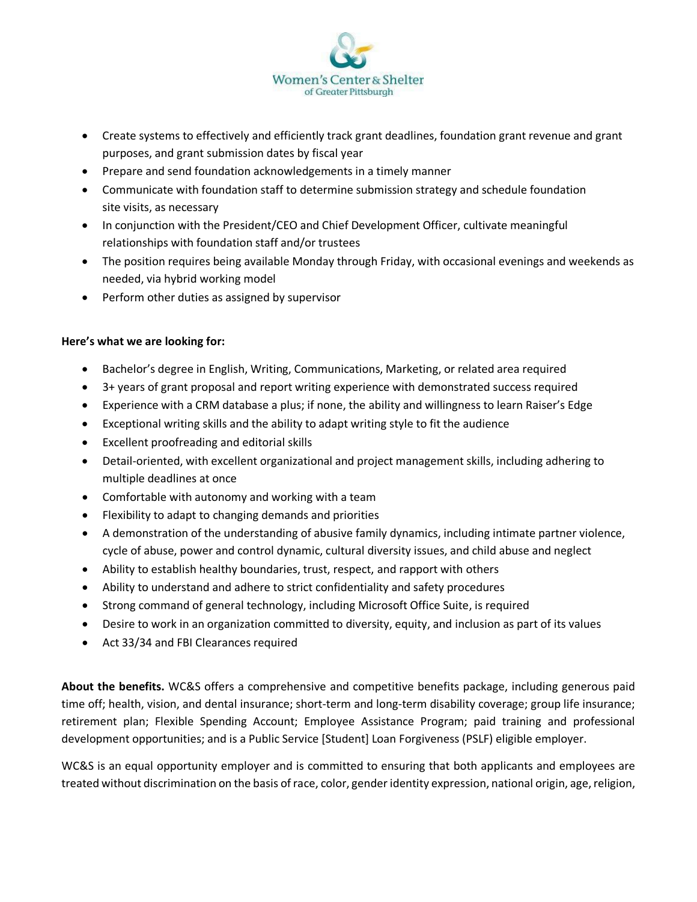- Create systems to effectively and efficiently track grant deadlines, foundation grant revenue and grant purposes, and grant submission dates by fiscal year
- Prepare and send foundation acknowledgements in a timely manner
- Communicate with foundation staff to determine submission strategy and schedule foundation site visits, as necessary
- In conjunction with the President/CEO and Chief Development Officer, cultivate meaningful relationships with foundation staff and/or trustees
- The position requires being available Monday through Friday, with occasional evenings and weekends as needed, via hybrid working model
- Perform other duties as assigned by supervisor

**Here's what we are looking for:**

- Bachelor's degree in English, Writing, Communications, Marketing, or related area required
- 3+ years of grant proposal and report writing experience with demonstrated success required
- Experience with a CRM database a plus; if none, the ability and willingness to learn Raiser's Edge
- Exceptional writing skills and the ability to adapt writing style to fit the audience
- Excellent proofreading and editorial skills
- Detail-oriented, with excellent organizational and project management skills, including adhering to multiple deadlines at once
- Comfortable with autonomy and working with a team
- Flexibility to adapt to changing demands and priorities
- A demonstration of the understanding of abusive family dynamics, including intimate partner violence, cycle of abuse, power and control dynamic, cultural diversity issues, and child abuse and neglect
- Ability to establish healthy boundaries, trust, respect, and rapport with others
- Ability to understand and adhere to strict confidentiality and safety procedures
- Strong command of general technology, including Microsoft Office Suite, is required
- Desire to work in an organization committed to diversity, equity, and inclusion as part of its values
- Act 33/34 and FBI Clearances required

**About the benefits.** WC&S offers a comprehensive and competitive benefits package, including generous paid time off; health, vision, and dental insurance; short-term and long-term disability coverage; group life insurance; retirement plan; Flexible Spending Account; Employee Assistance Program; paid training and professional development opportunities; and is a Public Service [Student] Loan Forgiveness (PSLF) eligible employer.

WC&S is an equal opportunity employer and is committed to ensuring that both applicants and employees are treated without discrimination on the basis of race, color, gender identity expression, national origin, age, religion,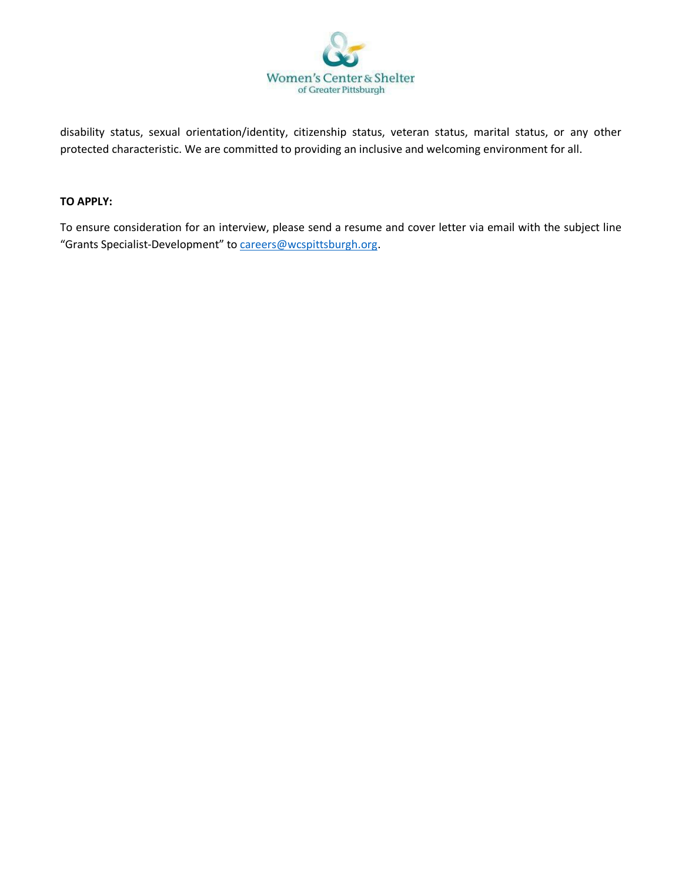disability status, sexual orientation/identity, citizenship status, veteran status, marital status, or any other protected characteristic. We are committed to providing an inclusive and welcoming environment for all.

**TO APPLY:**

To ensure consideration for an interview, please send a resume and cover letter via email with the subject line "Grants Specialist-Development" to careers@wcspittsburgh.org.